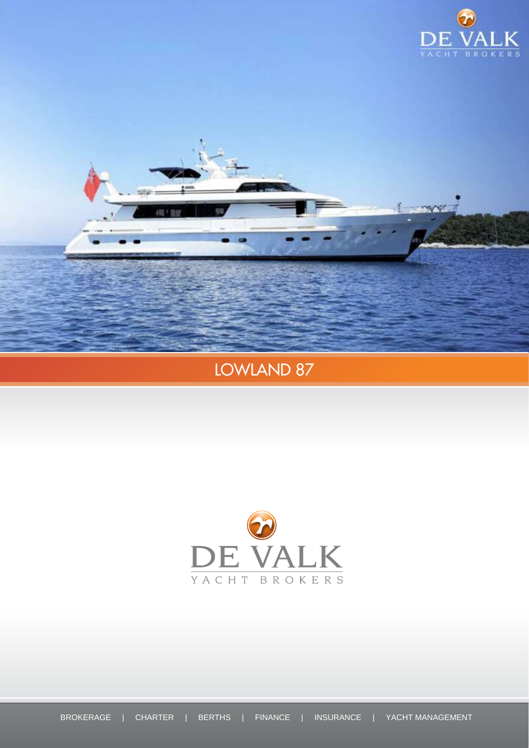DE VALK
YACHT BROKERS

# LOWLAND 87

DE VALK
YACHT BROKERS

BROKERAGE | CHARTER | BERTHS | FINANCE | INSURANCE | YACHT MANAGEMENT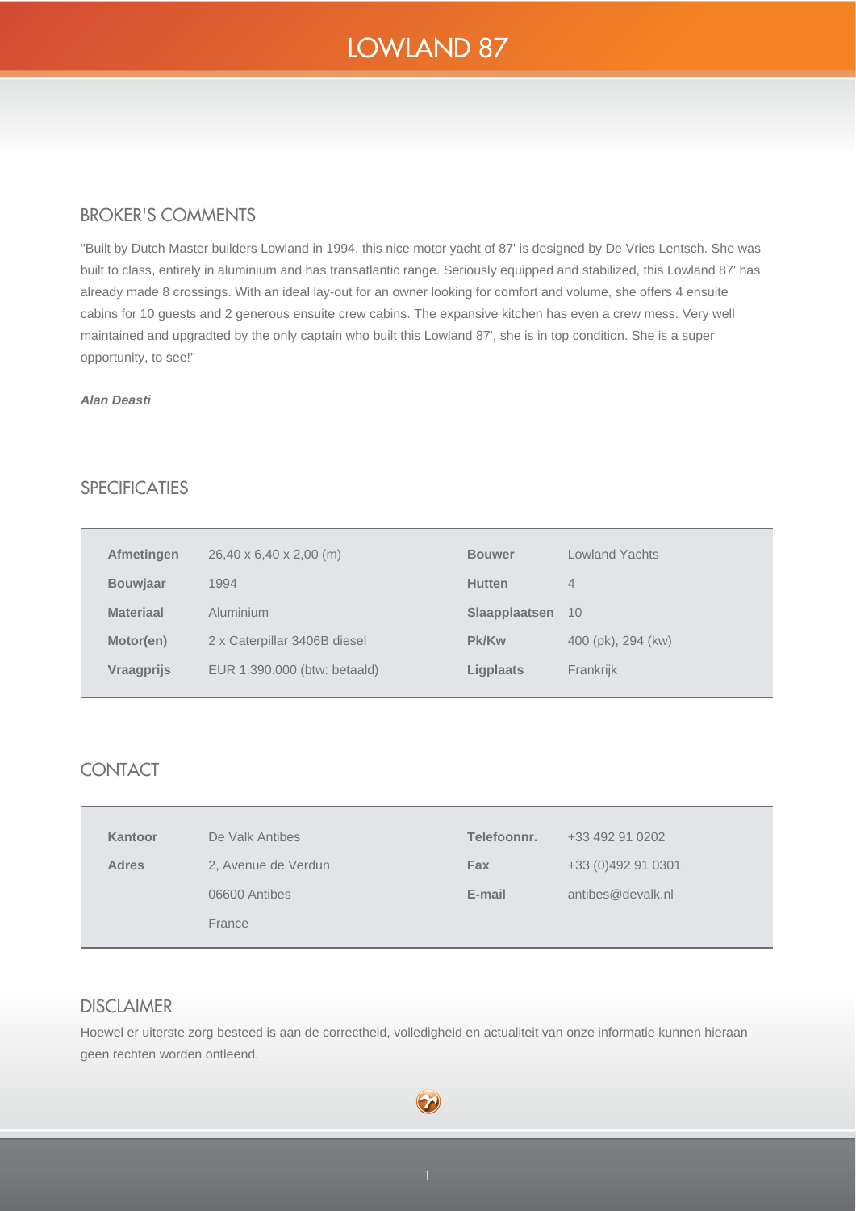# LOWLAND 87

## BROKER'S COMMENTS

"Built by Dutch Master builders Lowland in 1994, this nice motor yacht of 87' is designed by De Vries Lentsch. She was built to class, entirely in aluminium and has transatlantic range. Seriously equipped and stabilized, this Lowland 87' has already made 8 crossings. With an ideal lay-out for an owner looking for comfort and volume, she offers 4 ensuite cabins for 10 guests and 2 generous ensuite crew cabins. The expansive kitchen has even a crew mess. Very well maintained and upgradted by the only captain who built this Lowland 87', she is in top condition. She is a super opportunity, to see!"

***Alan Deasti***

## SPECIFICATIES

| | | | |
|---|---|---|---|
| **Afmetingen** | 26,40 x 6,40 x 2,00 (m) | **Bouwer** | Lowland Yachts |
| **Bouwjaar** | 1994 | **Hutten** | 4 |
| **Materiaal** | Aluminium | **Slaapplaatsen** | 10 |
| **Motor(en)** | 2 x Caterpillar 3406B diesel | **Pk/Kw** | 400 (pk), 294 (kw) |
| **Vraagprijs** | EUR 1.390.000 (btw: betaald) | **Ligplaats** | Frankrijk |

## CONTACT

| | | | |
|---|---|---|---|
| **Kantoor** | De Valk Antibes | **Telefoonnr.** | +33 492 91 0202 |
| **Adres** | 2, Avenue de Verdun | **Fax** | +33 (0)492 91 0301 |
| | 06600 Antibes | **E-mail** | antibes@devalk.nl |
| | France | | |

## DISCLAIMER

Hoewel er uiterste zorg besteed is aan de correctheid, volledigheid en actualiteit van onze informatie kunnen hieraan geen rechten worden ontleend.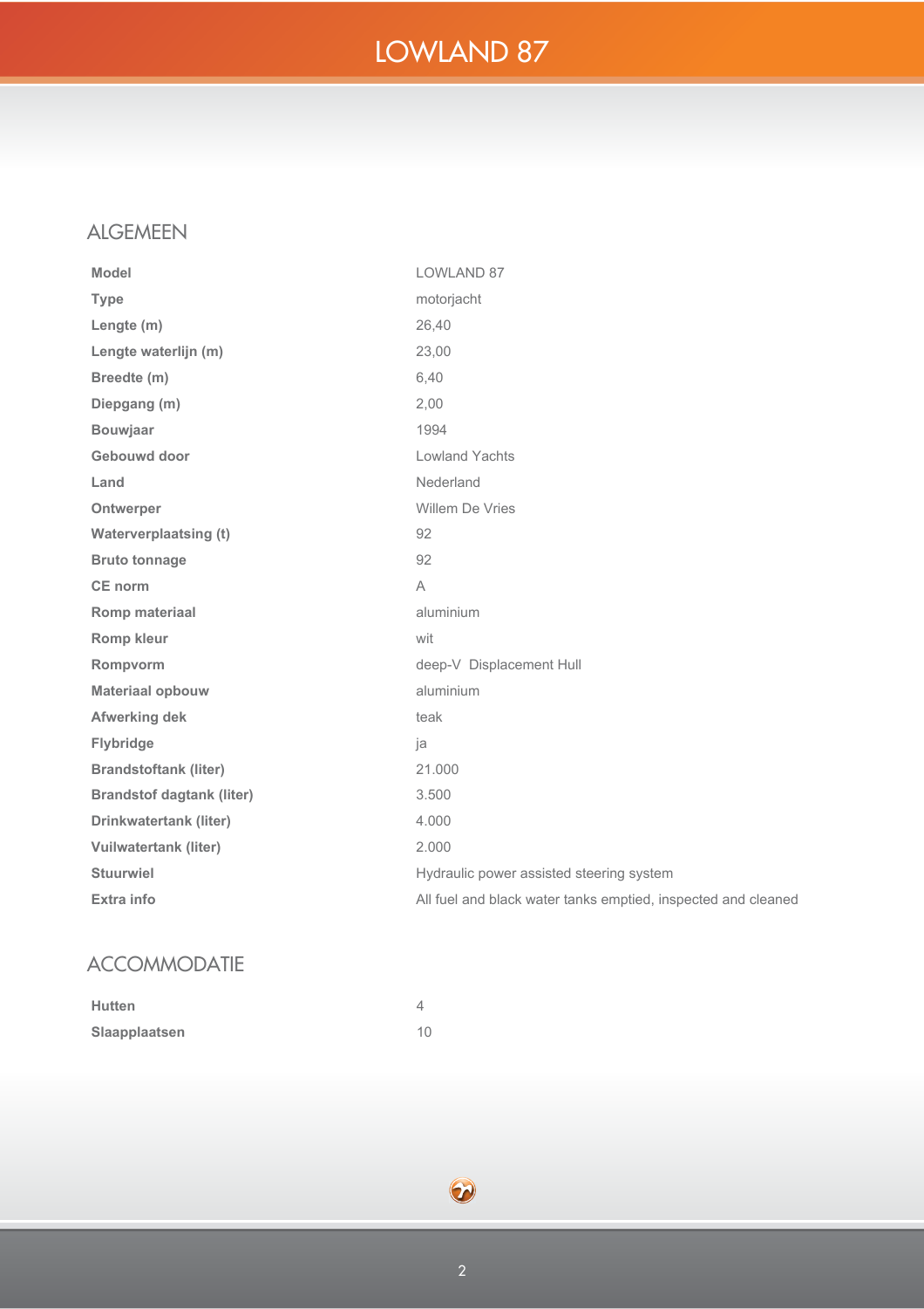# LOWLAND 87

## ALGEMEEN

| | |
|---|---|
| **Model** | LOWLAND 87 |
| **Type** | motorjacht |
| **Lengte (m)** | 26,40 |
| **Lengte waterlijn (m)** | 23,00 |
| **Breedte (m)** | 6,40 |
| **Diepgang (m)** | 2,00 |
| **Bouwjaar** | 1994 |
| **Gebouwd door** | Lowland Yachts |
| **Land** | Nederland |
| **Ontwerper** | Willem De Vries |
| **Waterverplaatsing (t)** | 92 |
| **Bruto tonnage** | 92 |
| **CE norm** | A |
| **Romp materiaal** | aluminium |
| **Romp kleur** | wit |
| **Rompvorm** | deep-V  Displacement Hull |
| **Materiaal opbouw** | aluminium |
| **Afwerking dek** | teak |
| **Flybridge** | ja |
| **Brandstoftank (liter)** | 21.000 |
| **Brandstof dagtank (liter)** | 3.500 |
| **Drinkwatertank (liter)** | 4.000 |
| **Vuilwatertank (liter)** | 2.000 |
| **Stuurwiel** | Hydraulic power assisted steering system |
| **Extra info** | All fuel and black water tanks emptied, inspected and cleaned |

## ACCOMMODATIE

| | |
|---|---|
| **Hutten** | 4 |
| **Slaapplaatsen** | 10 |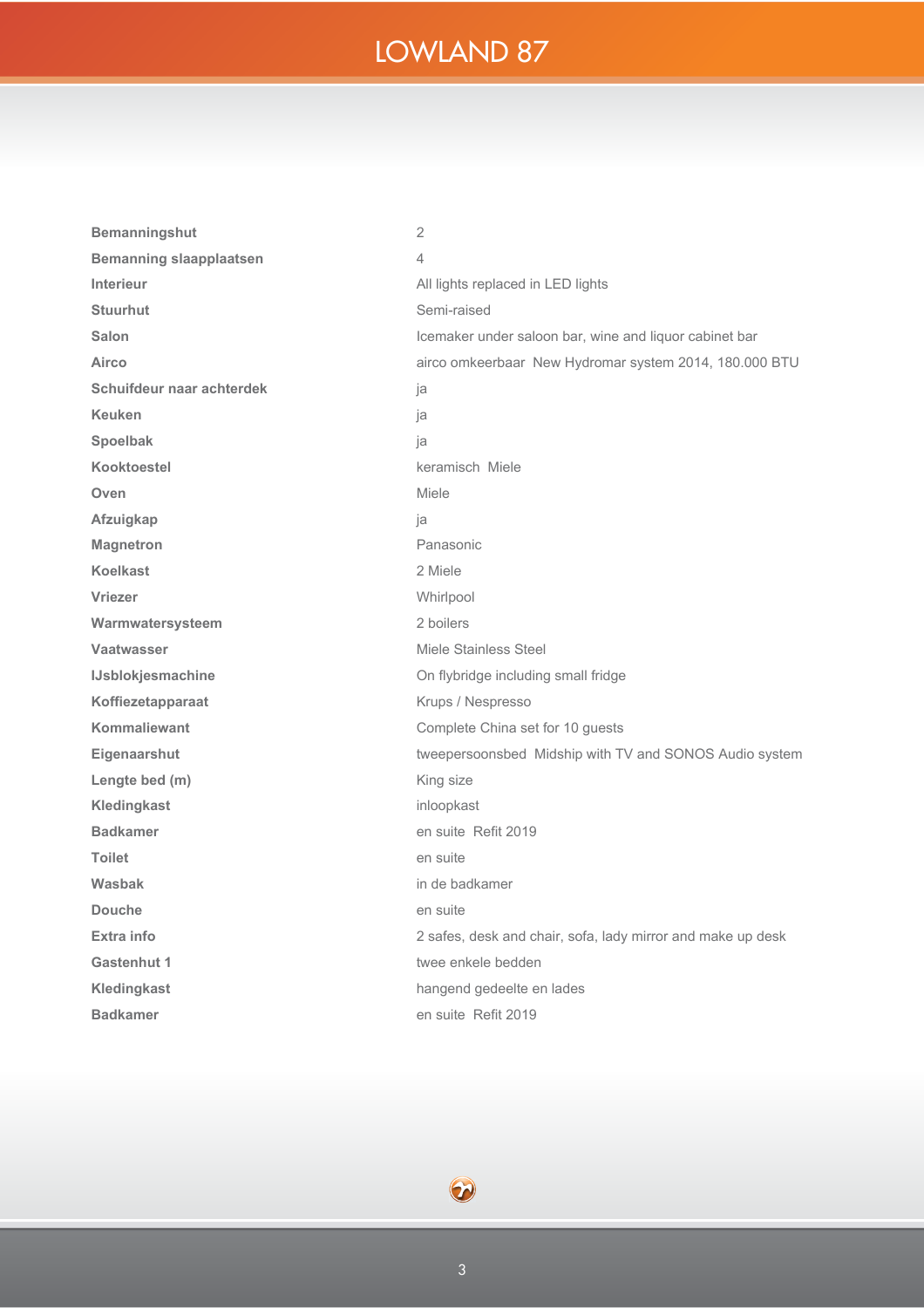# LOWLAND 87

| | |
|---|---|
| **Bemanningshut** | 2 |
| **Bemanning slaapplaatsen** | 4 |
| **Interieur** | All lights replaced in LED lights |
| **Stuurhut** | Semi-raised |
| **Salon** | Icemaker under saloon bar, wine and liquor cabinet bar |
| **Airco** | airco omkeerbaar  New Hydromar system 2014, 180.000 BTU |
| **Schuifdeur naar achterdek** | ja |
| **Keuken** | ja |
| **Spoelbak** | ja |
| **Kooktoestel** | keramisch  Miele |
| **Oven** | Miele |
| **Afzuigkap** | ja |
| **Magnetron** | Panasonic |
| **Koelkast** | 2 Miele |
| **Vriezer** | Whirlpool |
| **Warmwatersysteem** | 2 boilers |
| **Vaatwasser** | Miele Stainless Steel |
| **IJsblokjesmachine** | On flybridge including small fridge |
| **Koffiezetapparaat** | Krups / Nespresso |
| **Kommaliewant** | Complete China set for 10 guests |
| **Eigenaarshut** | tweepersoonsbed  Midship with TV and SONOS Audio system |
| **Lengte bed (m)** | King size |
| **Kledingkast** | inloopkast |
| **Badkamer** | en suite  Refit 2019 |
| **Toilet** | en suite |
| **Wasbak** | in de badkamer |
| **Douche** | en suite |
| **Extra info** | 2 safes, desk and chair, sofa, lady mirror and make up desk |
| **Gastenhut 1** | twee enkele bedden |
| **Kledingkast** | hangend gedeelte en lades |
| **Badkamer** | en suite  Refit 2019 |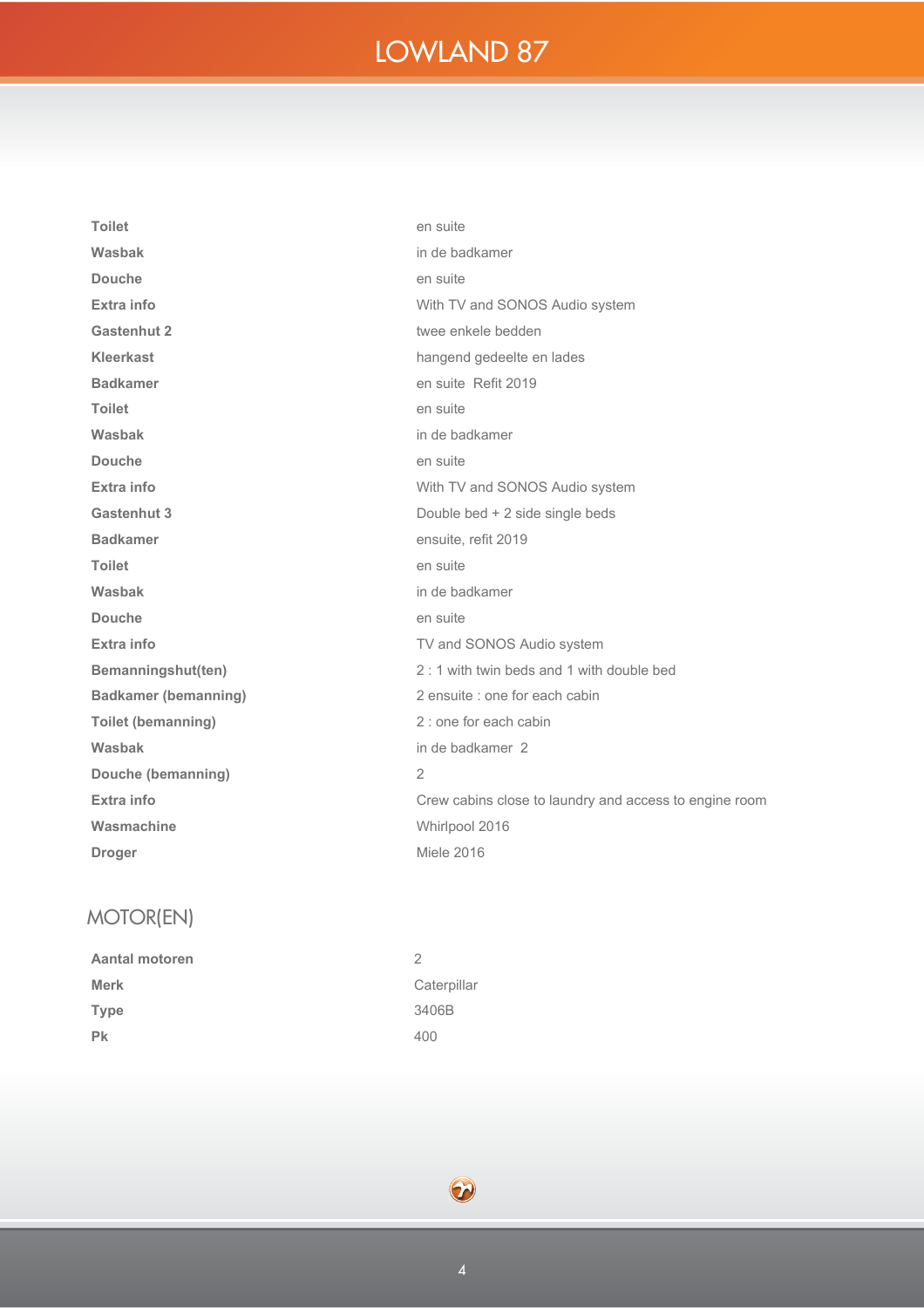| | |
|---|---|
| **Toilet** | en suite |
| **Wasbak** | in de badkamer |
| **Douche** | en suite |
| **Extra info** | With TV and SONOS Audio system |
| **Gastenhut 2** | twee enkele bedden |
| **Kleerkast** | hangend gedeelte en lades |
| **Badkamer** | en suite  Refit 2019 |
| **Toilet** | en suite |
| **Wasbak** | in de badkamer |
| **Douche** | en suite |
| **Extra info** | With TV and SONOS Audio system |
| **Gastenhut 3** | Double bed + 2 side single beds |
| **Badkamer** | ensuite, refit 2019 |
| **Toilet** | en suite |
| **Wasbak** | in de badkamer |
| **Douche** | en suite |
| **Extra info** | TV and SONOS Audio system |
| **Bemanningshut(ten)** | 2 : 1 with twin beds and 1 with double bed |
| **Badkamer (bemanning)** | 2 ensuite : one for each cabin |
| **Toilet (bemanning)** | 2 : one for each cabin |
| **Wasbak** | in de badkamer  2 |
| **Douche (bemanning)** | 2 |
| **Extra info** | Crew cabins close to laundry and access to engine room |
| **Wasmachine** | Whirlpool 2016 |
| **Droger** | Miele 2016 |

## MOTOR(EN)

| | |
|---|---|
| **Aantal motoren** | 2 |
| **Merk** | Caterpillar |
| **Type** | 3406B |
| **Pk** | 400 |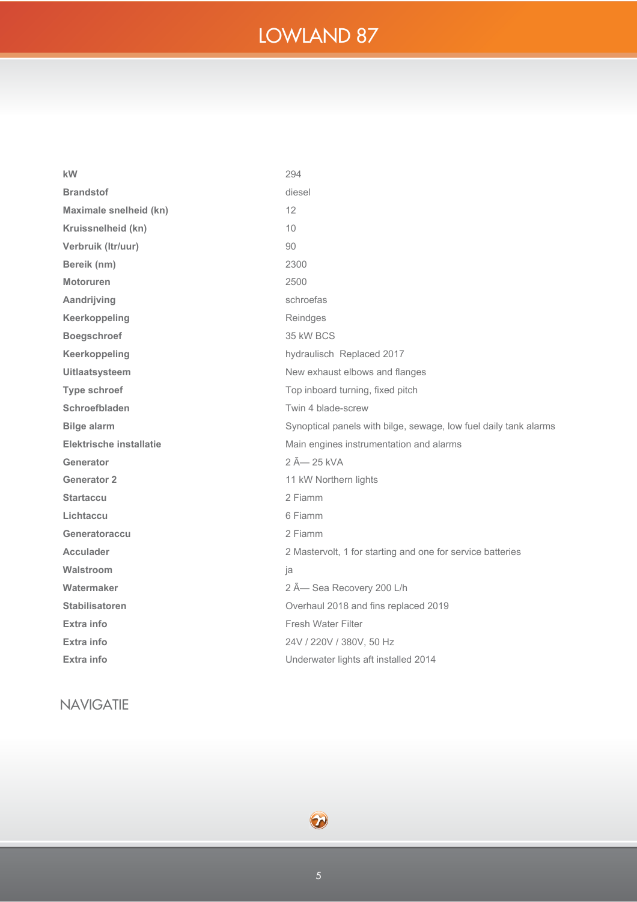# LOWLAND 87

| | |
|---|---|
| **kW** | 294 |
| **Brandstof** | diesel |
| **Maximale snelheid (kn)** | 12 |
| **Kruissnelheid (kn)** | 10 |
| **Verbruik (ltr/uur)** | 90 |
| **Bereik (nm)** | 2300 |
| **Motoruren** | 2500 |
| **Aandrijving** | schroefas |
| **Keerkoppeling** | Reindges |
| **Boegschroef** | 35 kW BCS |
| **Keerkoppeling** | hydraulisch  Replaced 2017 |
| **Uitlaatsysteem** | New exhaust elbows and flanges |
| **Type schroef** | Top inboard turning, fixed pitch |
| **Schroefbladen** | Twin 4 blade-screw |
| **Bilge alarm** | Synoptical panels with bilge, sewage, low fuel daily tank alarms |
| **Elektrische installatie** | Main engines instrumentation and alarms |
| **Generator** | 2 Ã— 25 kVA |
| **Generator 2** | 11 kW Northern lights |
| **Startaccu** | 2 Fiamm |
| **Lichtaccu** | 6 Fiamm |
| **Generatoraccu** | 2 Fiamm |
| **Acculader** | 2 Mastervolt, 1 for starting and one for service batteries |
| **Walstroom** | ja |
| **Watermaker** | 2 Ã— Sea Recovery 200 L/h |
| **Stabilisatoren** | Overhaul 2018 and fins replaced 2019 |
| **Extra info** | Fresh Water Filter |
| **Extra info** | 24V / 220V / 380V, 50 Hz |
| **Extra info** | Underwater lights aft installed 2014 |

## NAVIGATIE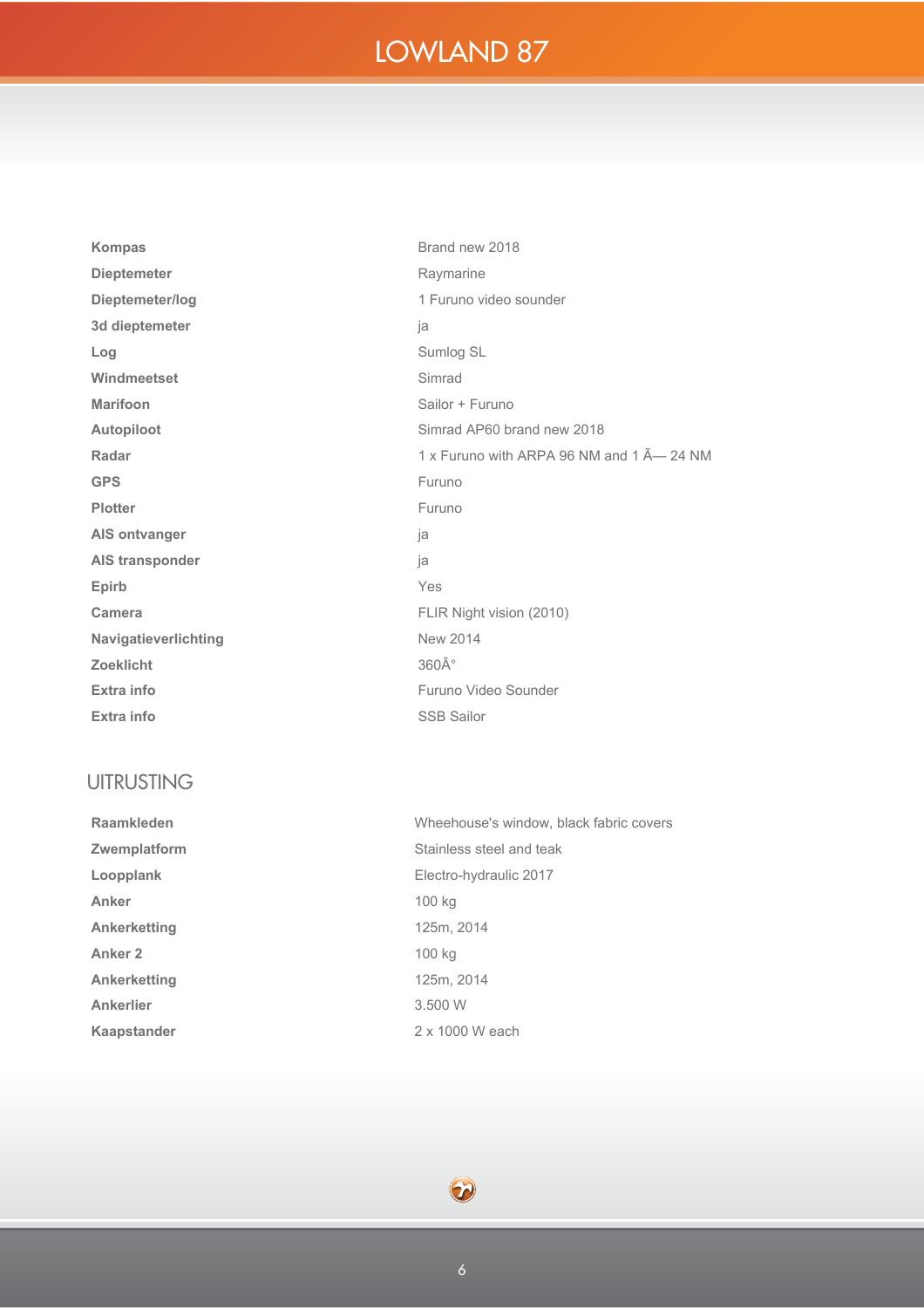# LOWLAND 87

| | |
|---|---|
| **Kompas** | Brand new 2018 |
| **Dieptemeter** | Raymarine |
| **Dieptemeter/log** | 1 Furuno video sounder |
| **3d dieptemeter** | ja |
| **Log** | Sumlog SL |
| **Windmeetset** | Simrad |
| **Marifoon** | Sailor + Furuno |
| **Autopiloot** | Simrad AP60 brand new 2018 |
| **Radar** | 1 x Furuno with ARPA 96 NM and 1 Ã— 24 NM |
| **GPS** | Furuno |
| **Plotter** | Furuno |
| **AIS ontvanger** | ja |
| **AIS transponder** | ja |
| **Epirb** | Yes |
| **Camera** | FLIR Night vision (2010) |
| **Navigatieverlichting** | New 2014 |
| **Zoeklicht** | 360Â° |
| **Extra info** | Furuno Video Sounder |
| **Extra info** | SSB Sailor |

## UITRUSTING

| | |
|---|---|
| **Raamkleden** | Wheehouse's window, black fabric covers |
| **Zwemplatform** | Stainless steel and teak |
| **Loopplank** | Electro-hydraulic 2017 |
| **Anker** | 100 kg |
| **Ankerketting** | 125m, 2014 |
| **Anker 2** | 100 kg |
| **Ankerketting** | 125m, 2014 |
| **Ankerlier** | 3.500 W |
| **Kaapstander** | 2 x 1000 W each |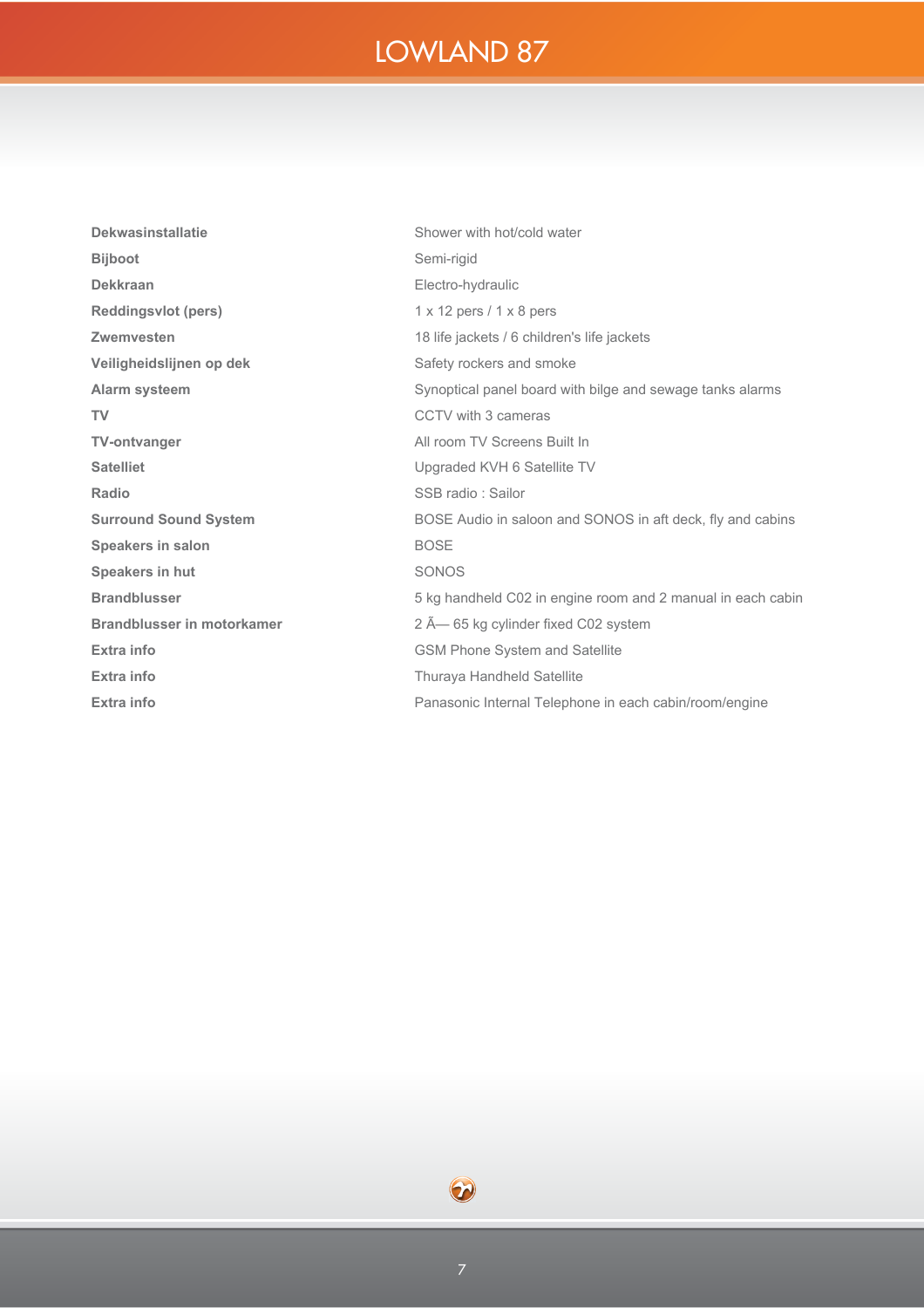# LOWLAND 87

| | |
|---|---|
| **Dekwasinstallatie** | Shower with hot/cold water |
| **Bijboot** | Semi-rigid |
| **Dekkraan** | Electro-hydraulic |
| **Reddingsvlot (pers)** | 1 x 12 pers / 1 x 8 pers |
| **Zwemvesten** | 18 life jackets / 6 children's life jackets |
| **Veiligheidslijnen op dek** | Safety rockers and smoke |
| **Alarm systeem** | Synoptical panel board with bilge and sewage tanks alarms |
| **TV** | CCTV with 3 cameras |
| **TV-ontvanger** | All room TV Screens Built In |
| **Satelliet** | Upgraded KVH 6 Satellite TV |
| **Radio** | SSB radio : Sailor |
| **Surround Sound System** | BOSE Audio in saloon and SONOS in aft deck, fly and cabins |
| **Speakers in salon** | BOSE |
| **Speakers in hut** | SONOS |
| **Brandblusser** | 5 kg handheld C02 in engine room and 2 manual in each cabin |
| **Brandblusser in motorkamer** | 2 Ã— 65 kg cylinder fixed C02 system |
| **Extra info** | GSM Phone System and Satellite |
| **Extra info** | Thuraya Handheld Satellite |
| **Extra info** | Panasonic Internal Telephone in each cabin/room/engine |